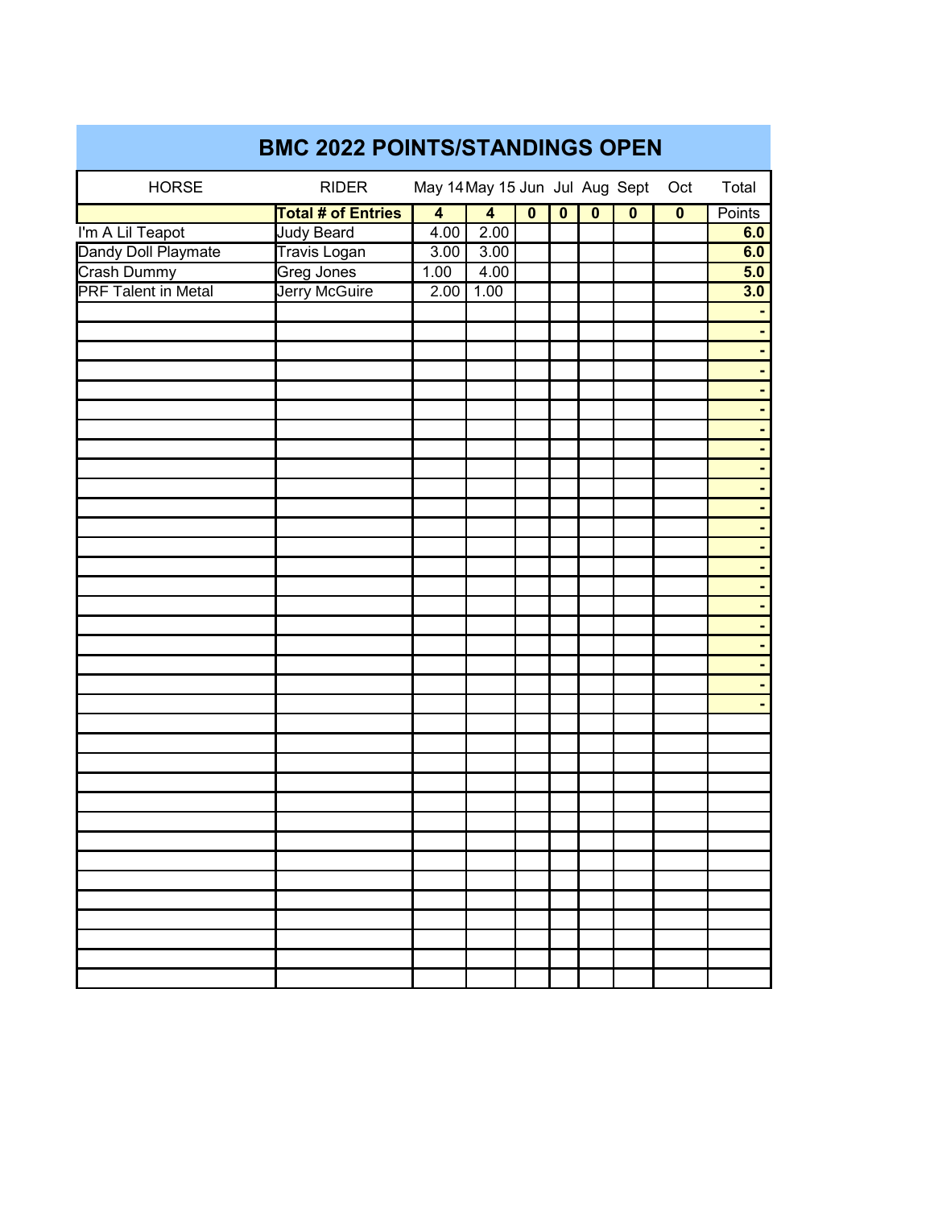# BMC 2022 POINTS/STANDINGS OPEN

| HORSE | RIDER | May 14 | May 15 | Jun | Jul | Aug | Sept | Oct | Total |
|---|---|---|---|---|---|---|---|---|---|
| | **Total # of Entries** | **4** | **4** | **0** | **0** | **0** | **0** | **0** | Points |
| I'm A Lil Teapot | Judy Beard | 4.00 | 2.00 | | | | | | **6.0** |
| Dandy Doll Playmate | Travis Logan | 3.00 | 3.00 | | | | | | **6.0** |
| Crash Dummy | Greg Jones | 1.00 | 4.00 | | | | | | **5.0** |
| PRF Talent in Metal | Jerry McGuire | 2.00 | 1.00 | | | | | | **3.0** |
| | | | | | | | | | - |
| | | | | | | | | | - |
| | | | | | | | | | - |
| | | | | | | | | | - |
| | | | | | | | | | - |
| | | | | | | | | | - |
| | | | | | | | | | - |
| | | | | | | | | | - |
| | | | | | | | | | - |
| | | | | | | | | | - |
| | | | | | | | | | - |
| | | | | | | | | | - |
| | | | | | | | | | - |
| | | | | | | | | | - |
| | | | | | | | | | - |
| | | | | | | | | | - |
| | | | | | | | | | - |
| | | | | | | | | | - |
| | | | | | | | | | - |
| | | | | | | | | | - |
| | | | | | | | | | - |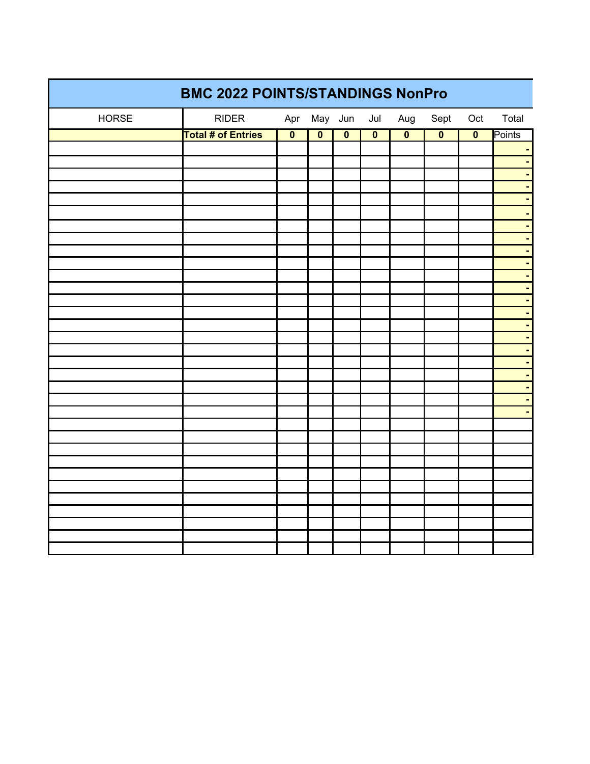# BMC 2022 POINTS/STANDINGS NonPro

| HORSE | RIDER | Apr | May | Jun | Jul | Aug | Sept | Oct | Total |
|---|---|---|---|---|---|---|---|---|---|
| | **Total # of Entries** | **0** | **0** | **0** | **0** | **0** | **0** | **0** | Points |
| | | | | | | | | | - |
| | | | | | | | | | - |
| | | | | | | | | | - |
| | | | | | | | | | - |
| | | | | | | | | | - |
| | | | | | | | | | - |
| | | | | | | | | | - |
| | | | | | | | | | - |
| | | | | | | | | | - |
| | | | | | | | | | - |
| | | | | | | | | | - |
| | | | | | | | | | - |
| | | | | | | | | | - |
| | | | | | | | | | - |
| | | | | | | | | | - |
| | | | | | | | | | - |
| | | | | | | | | | - |
| | | | | | | | | | - |
| | | | | | | | | | - |
| | | | | | | | | | - |
| | | | | | | | | | - |
| | | | | | | | | | - |
| | | | | | | | | | |
| | | | | | | | | | |
| | | | | | | | | | |
| | | | | | | | | | |
| | | | | | | | | | |
| | | | | | | | | | |
| | | | | | | | | | |
| | | | | | | | | | |
| | | | | | | | | | |
| | | | | | | | | | |
| | | | | | | | | | |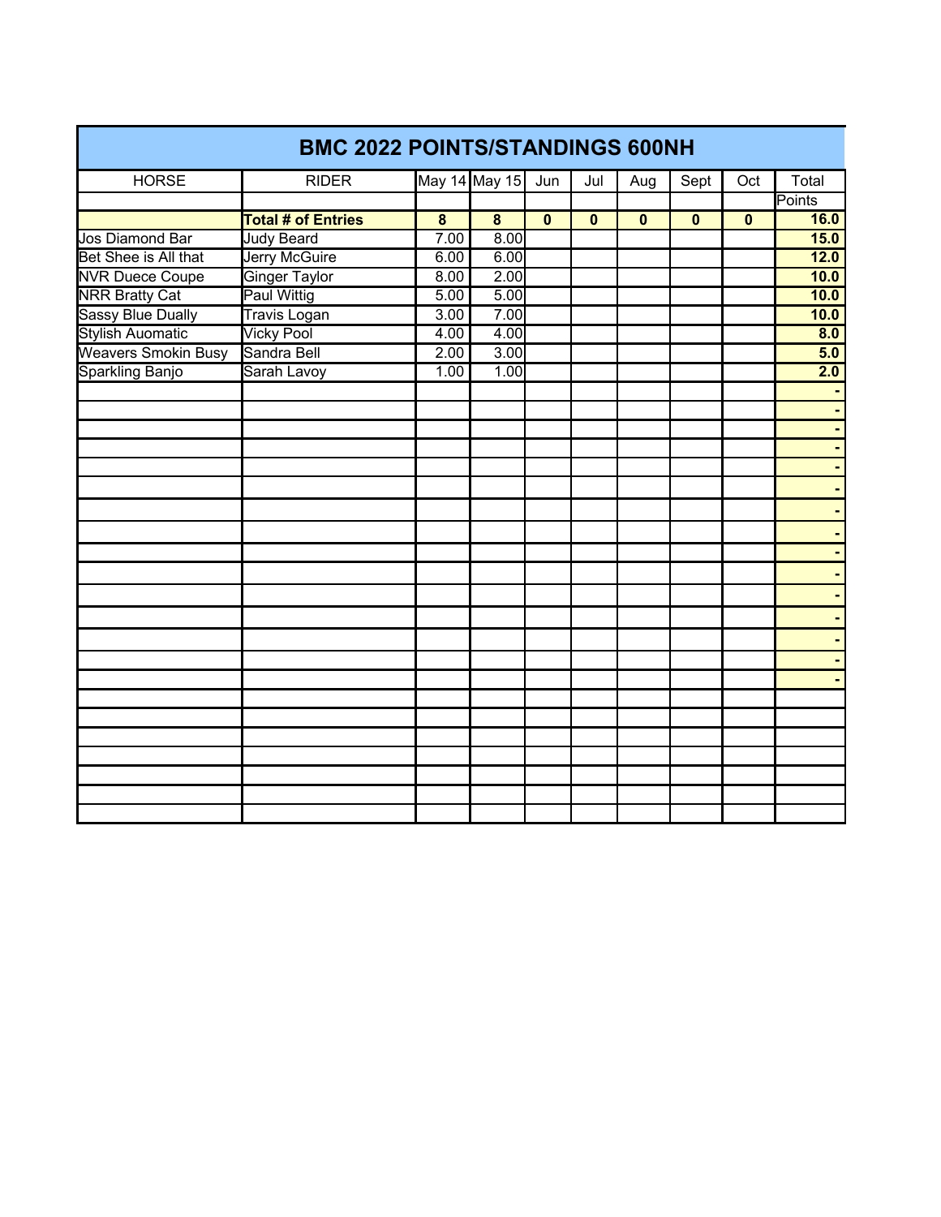# BMC 2022 POINTS/STANDINGS 600NH

| HORSE | RIDER | May 14 | May 15 | Jun | Jul | Aug | Sept | Oct | Total Points |
|---|---|---|---|---|---|---|---|---|---|
| | **Total # of Entries** | **8** | **8** | **0** | **0** | **0** | **0** | **0** | **16.0** |
| Jos Diamond Bar | Judy Beard | 7.00 | 8.00 | | | | | | **15.0** |
| Bet Shee is All that | Jerry McGuire | 6.00 | 6.00 | | | | | | **12.0** |
| NVR Duece Coupe | Ginger Taylor | 8.00 | 2.00 | | | | | | **10.0** |
| NRR Bratty Cat | Paul Wittig | 5.00 | 5.00 | | | | | | **10.0** |
| Sassy Blue Dually | Travis Logan | 3.00 | 7.00 | | | | | | **10.0** |
| Stylish Auomatic | Vicky Pool | 4.00 | 4.00 | | | | | | **8.0** |
| Weavers Smokin Busy | Sandra Bell | 2.00 | 3.00 | | | | | | **5.0** |
| Sparkling Banjo | Sarah Lavoy | 1.00 | 1.00 | | | | | | **2.0** |
| | | | | | | | | | **-** |
| | | | | | | | | | **-** |
| | | | | | | | | | **-** |
| | | | | | | | | | **-** |
| | | | | | | | | | **-** |
| | | | | | | | | | **-** |
| | | | | | | | | | **-** |
| | | | | | | | | | **-** |
| | | | | | | | | | **-** |
| | | | | | | | | | **-** |
| | | | | | | | | | **-** |
| | | | | | | | | | **-** |
| | | | | | | | | | **-** |
| | | | | | | | | | **-** |
| | | | | | | | | | **-** |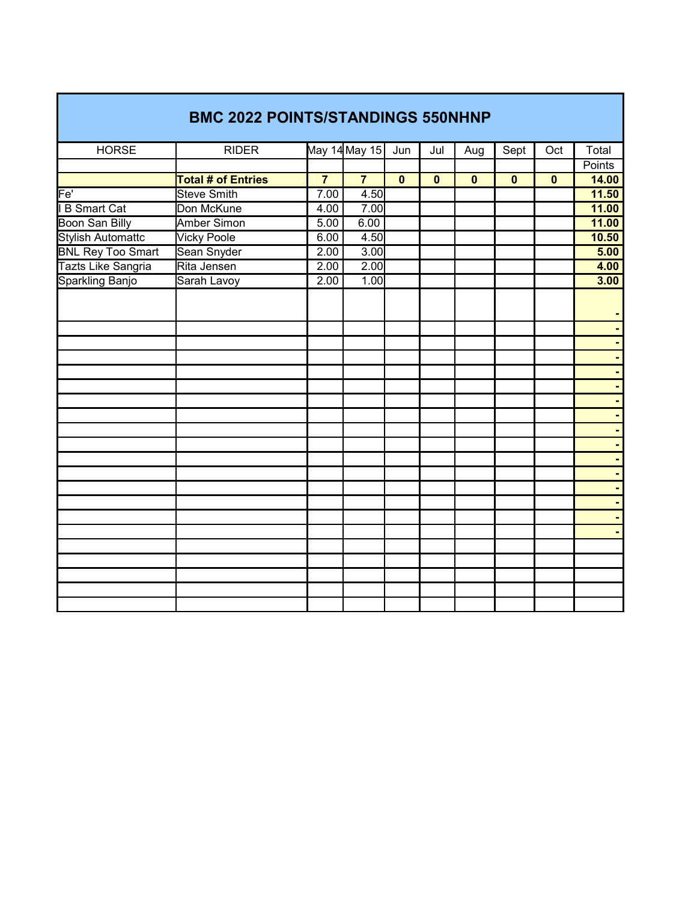## BMC 2022 POINTS/STANDINGS 550NHNP

| HORSE | RIDER | May 14 | May 15 | Jun | Jul | Aug | Sept | Oct | Total Points |
|---|---|---|---|---|---|---|---|---|---|
| | **Total # of Entries** | **7** | **7** | **0** | **0** | **0** | **0** | **0** | **14.00** |
| Fe' | Steve Smith | 7.00 | 4.50 | | | | | | **11.50** |
| I B Smart Cat | Don McKune | 4.00 | 7.00 | | | | | | **11.00** |
| Boon San Billy | Amber Simon | 5.00 | 6.00 | | | | | | **11.00** |
| Stylish Automattc | Vicky Poole | 6.00 | 4.50 | | | | | | **10.50** |
| BNL Rey Too Smart | Sean Snyder | 2.00 | 3.00 | | | | | | **5.00** |
| Tazts Like Sangria | Rita Jensen | 2.00 | 2.00 | | | | | | **4.00** |
| Sparkling Banjo | Sarah Lavoy | 2.00 | 1.00 | | | | | | **3.00** |
| | | | | | | | | | - |
| | | | | | | | | | - |
| | | | | | | | | | - |
| | | | | | | | | | - |
| | | | | | | | | | - |
| | | | | | | | | | - |
| | | | | | | | | | - |
| | | | | | | | | | - |
| | | | | | | | | | - |
| | | | | | | | | | - |
| | | | | | | | | | - |
| | | | | | | | | | - |
| | | | | | | | | | - |
| | | | | | | | | | - |
| | | | | | | | | | - |
| | | | | | | | | | - |
| | | | | | | | | | |
| | | | | | | | | | |
| | | | | | | | | | |
| | | | | | | | | | |
| | | | | | | | | | |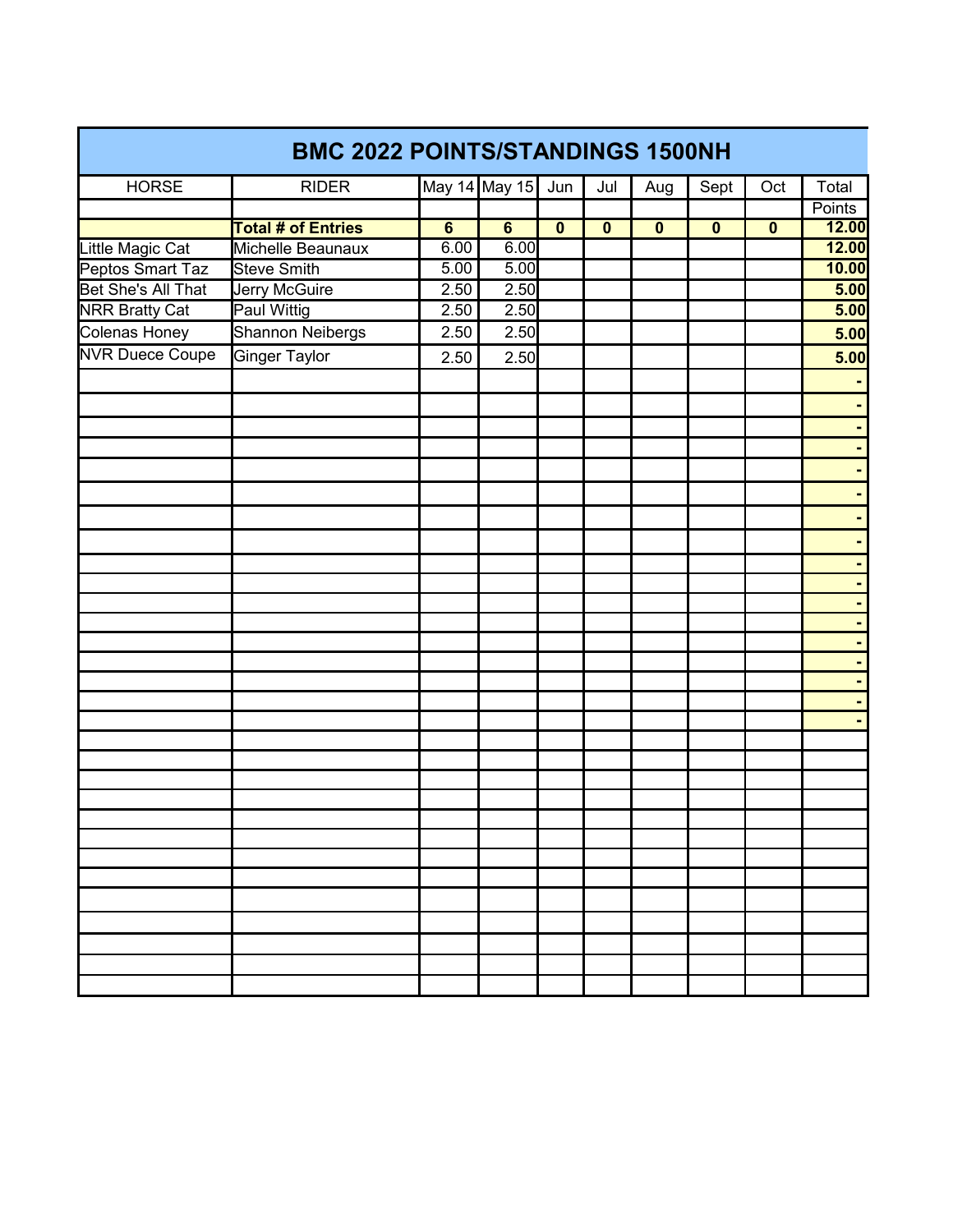# BMC 2022 POINTS/STANDINGS 1500NH

| HORSE | RIDER | May 14 | May 15 | Jun | Jul | Aug | Sept | Oct | Total Points |
|---|---|---|---|---|---|---|---|---|---|
| | **Total # of Entries** | **6** | **6** | **0** | **0** | **0** | **0** | **0** | **12.00** |
| Little Magic Cat | Michelle Beaunaux | 6.00 | 6.00 | | | | | | **12.00** |
| Peptos Smart Taz | Steve Smith | 5.00 | 5.00 | | | | | | **10.00** |
| Bet She's All That | Jerry McGuire | 2.50 | 2.50 | | | | | | **5.00** |
| NRR Bratty Cat | Paul Wittig | 2.50 | 2.50 | | | | | | **5.00** |
| Colenas Honey | Shannon Neibergs | 2.50 | 2.50 | | | | | | **5.00** |
| NVR Duece Coupe | Ginger Taylor | 2.50 | 2.50 | | | | | | **5.00** |
| | | | | | | | | | - |
| | | | | | | | | | - |
| | | | | | | | | | - |
| | | | | | | | | | - |
| | | | | | | | | | - |
| | | | | | | | | | - |
| | | | | | | | | | - |
| | | | | | | | | | - |
| | | | | | | | | | - |
| | | | | | | | | | - |
| | | | | | | | | | - |
| | | | | | | | | | - |
| | | | | | | | | | - |
| | | | | | | | | | - |
| | | | | | | | | | - |
| | | | | | | | | | - |
| | | | | | | | | | - |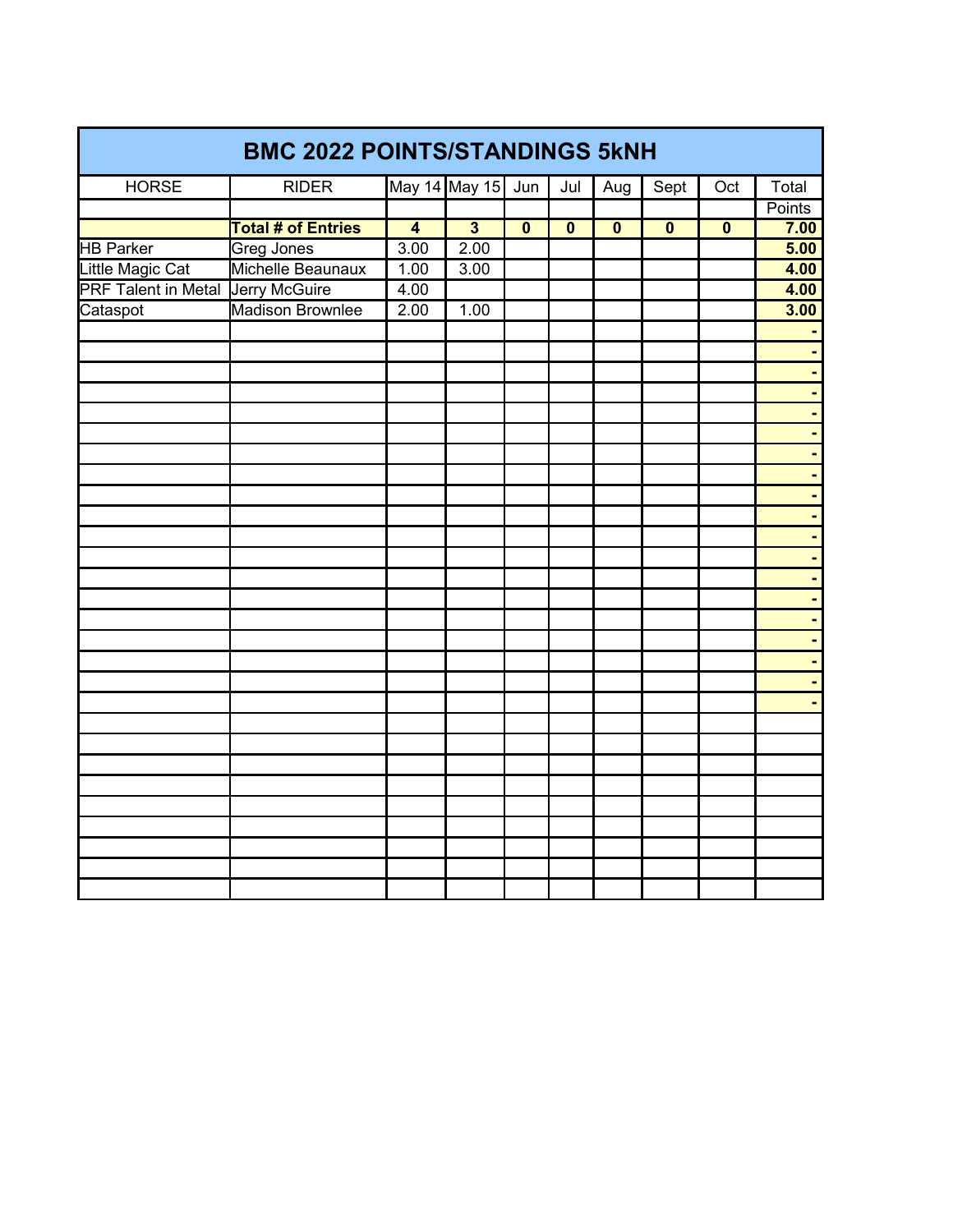# BMC 2022 POINTS/STANDINGS 5kNH

| HORSE | RIDER | May 14 | May 15 | Jun | Jul | Aug | Sept | Oct | Total Points |
|---|---|---|---|---|---|---|---|---|---|
| | **Total # of Entries** | **4** | **3** | **0** | **0** | **0** | **0** | **0** | **7.00** |
| HB Parker | Greg Jones | 3.00 | 2.00 | | | | | | **5.00** |
| Little Magic Cat | Michelle Beaunaux | 1.00 | 3.00 | | | | | | **4.00** |
| PRF Talent in Metal | Jerry McGuire | 4.00 | | | | | | | **4.00** |
| Cataspot | Madison Brownlee | 2.00 | 1.00 | | | | | | **3.00** |
| | | | | | | | | | **-** |
| | | | | | | | | | **-** |
| | | | | | | | | | **-** |
| | | | | | | | | | **-** |
| | | | | | | | | | **-** |
| | | | | | | | | | **-** |
| | | | | | | | | | **-** |
| | | | | | | | | | **-** |
| | | | | | | | | | **-** |
| | | | | | | | | | **-** |
| | | | | | | | | | **-** |
| | | | | | | | | | **-** |
| | | | | | | | | | **-** |
| | | | | | | | | | **-** |
| | | | | | | | | | **-** |
| | | | | | | | | | **-** |
| | | | | | | | | | **-** |
| | | | | | | | | | **-** |
| | | | | | | | | | **-** |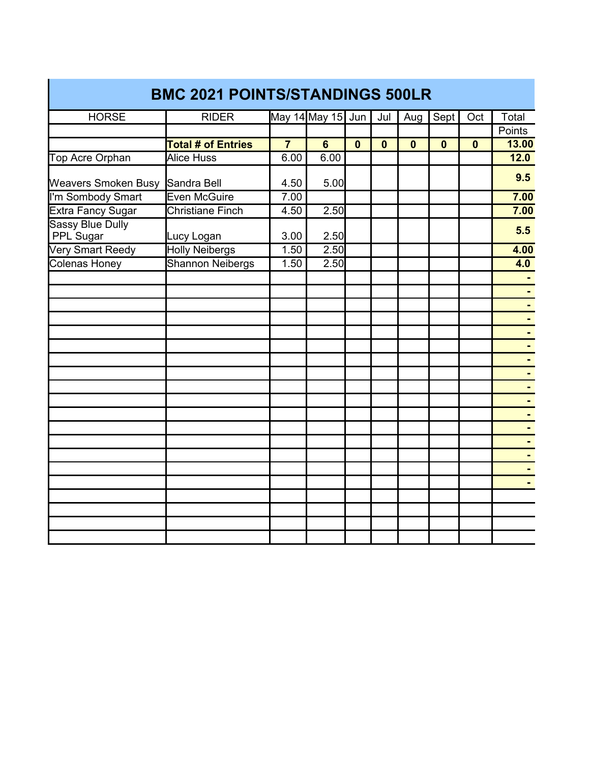# BMC 2021 POINTS/STANDINGS 500LR

| HORSE | RIDER | May 14 | May 15 | Jun | Jul | Aug | Sept | Oct | Total Points |
|---|---|---|---|---|---|---|---|---|---|
| | **Total # of Entries** | **7** | **6** | **0** | **0** | **0** | **0** | **0** | **13.00** |
| Top Acre Orphan | Alice Huss | 6.00 | 6.00 | | | | | | **12.0** |
| Weavers Smoken Busy | Sandra Bell | 4.50 | 5.00 | | | | | | **9.5** |
| I'm Sombody Smart | Even McGuire | 7.00 | | | | | | | **7.00** |
| Extra Fancy Sugar | Christiane Finch | 4.50 | 2.50 | | | | | | **7.00** |
| Sassy Blue Dully PPL Sugar | Lucy Logan | 3.00 | 2.50 | | | | | | **5.5** |
| Very Smart Reedy | Holly Neibergs | 1.50 | 2.50 | | | | | | **4.00** |
| Colenas Honey | Shannon Neibergs | 1.50 | 2.50 | | | | | | **4.0** |
| | | | | | | | | | - |
| | | | | | | | | | - |
| | | | | | | | | | - |
| | | | | | | | | | - |
| | | | | | | | | | - |
| | | | | | | | | | - |
| | | | | | | | | | - |
| | | | | | | | | | - |
| | | | | | | | | | - |
| | | | | | | | | | - |
| | | | | | | | | | - |
| | | | | | | | | | - |
| | | | | | | | | | - |
| | | | | | | | | | - |
| | | | | | | | | | - |
| | | | | | | | | | - |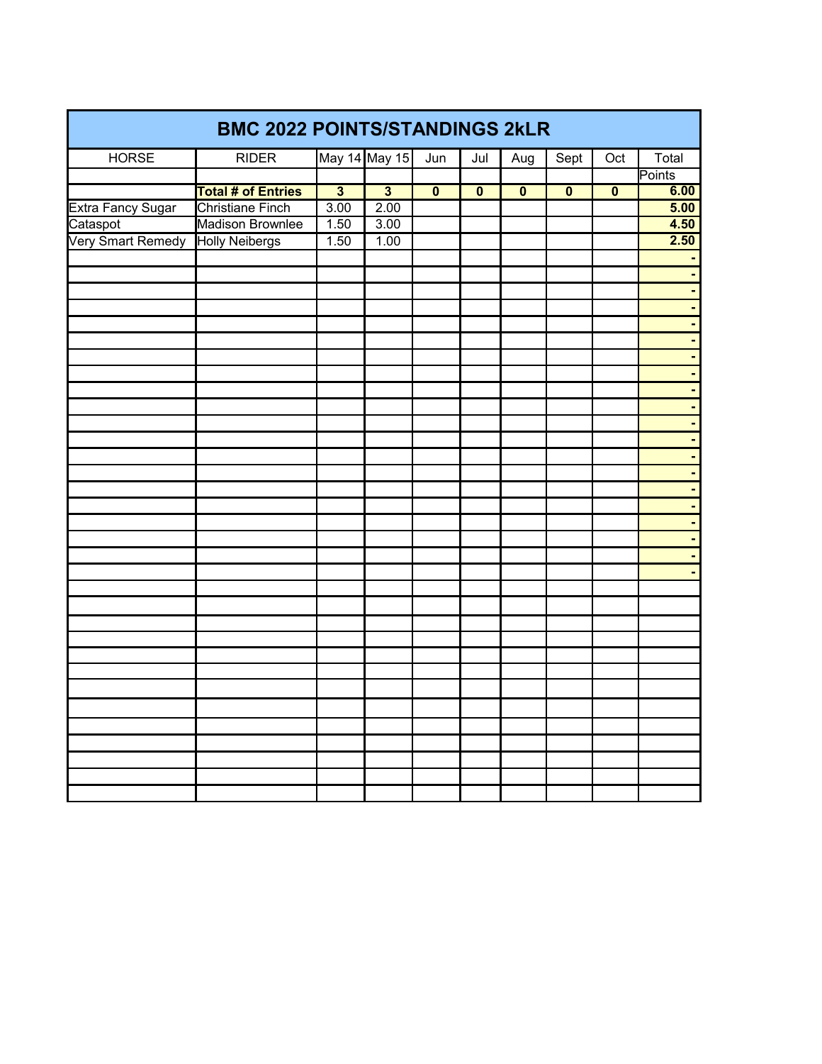# BMC 2022 POINTS/STANDINGS 2kLR

| HORSE | RIDER | May 14 | May 15 | Jun | Jul | Aug | Sept | Oct | Total Points |
|---|---|---|---|---|---|---|---|---|---|
| | **Total # of Entries** | **3** | **3** | **0** | **0** | **0** | **0** | **0** | **6.00** |
| Extra Fancy Sugar | Christiane Finch | 3.00 | 2.00 | | | | | | **5.00** |
| Cataspot | Madison Brownlee | 1.50 | 3.00 | | | | | | **4.50** |
| Very Smart Remedy | Holly Neibergs | 1.50 | 1.00 | | | | | | **2.50** |
| | | | | | | | | | - |
| | | | | | | | | | - |
| | | | | | | | | | - |
| | | | | | | | | | - |
| | | | | | | | | | - |
| | | | | | | | | | - |
| | | | | | | | | | - |
| | | | | | | | | | - |
| | | | | | | | | | - |
| | | | | | | | | | - |
| | | | | | | | | | - |
| | | | | | | | | | - |
| | | | | | | | | | - |
| | | | | | | | | | - |
| | | | | | | | | | - |
| | | | | | | | | | - |
| | | | | | | | | | - |
| | | | | | | | | | - |
| | | | | | | | | | - |
| | | | | | | | | | - |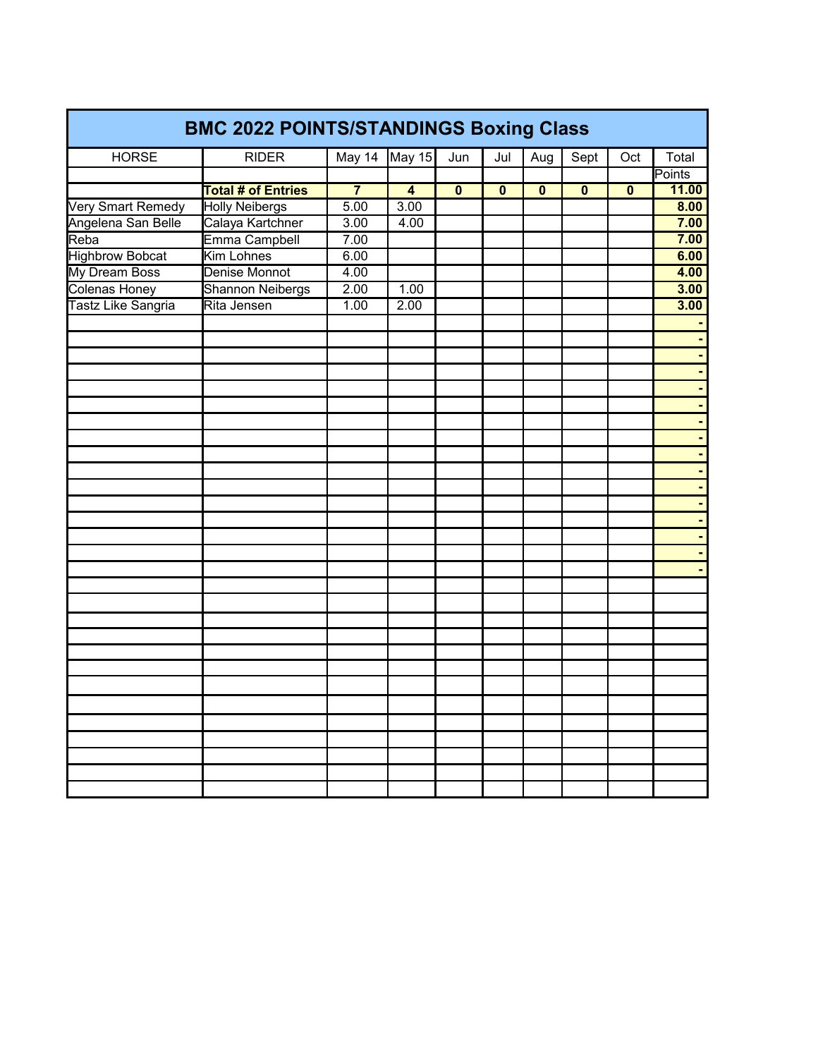# BMC 2022 POINTS/STANDINGS Boxing Class

| HORSE | RIDER | May 14 | May 15 | Jun | Jul | Aug | Sept | Oct | Total Points |
|---|---|---|---|---|---|---|---|---|---|
| | **Total # of Entries** | **7** | **4** | **0** | **0** | **0** | **0** | **0** | **11.00** |
| Very Smart Remedy | Holly Neibergs | 5.00 | 3.00 | | | | | | **8.00** |
| Angelena San Belle | Calaya Kartchner | 3.00 | 4.00 | | | | | | **7.00** |
| Reba | Emma Campbell | 7.00 | | | | | | | **7.00** |
| Highbrow Bobcat | Kim Lohnes | 6.00 | | | | | | | **6.00** |
| My Dream Boss | Denise Monnot | 4.00 | | | | | | | **4.00** |
| Colenas Honey | Shannon Neibergs | 2.00 | 1.00 | | | | | | **3.00** |
| Tastz Like Sangria | Rita Jensen | 1.00 | 2.00 | | | | | | **3.00** |
| | | | | | | | | | **-** |
| | | | | | | | | | **-** |
| | | | | | | | | | **-** |
| | | | | | | | | | **-** |
| | | | | | | | | | **-** |
| | | | | | | | | | **-** |
| | | | | | | | | | **-** |
| | | | | | | | | | **-** |
| | | | | | | | | | **-** |
| | | | | | | | | | **-** |
| | | | | | | | | | **-** |
| | | | | | | | | | **-** |
| | | | | | | | | | **-** |
| | | | | | | | | | **-** |
| | | | | | | | | | **-** |
| | | | | | | | | | **-** |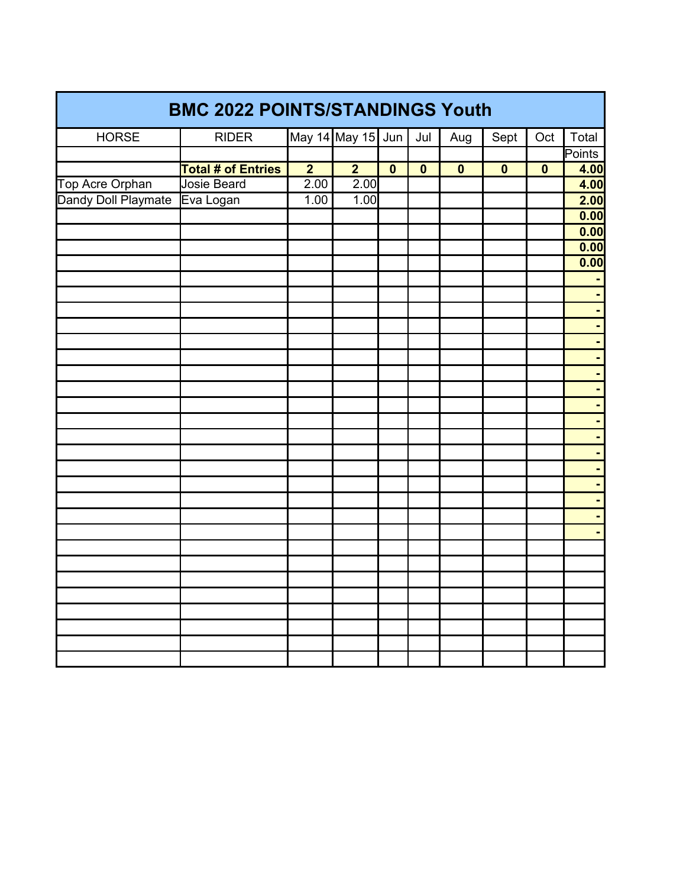# BMC 2022 POINTS/STANDINGS Youth

| HORSE | RIDER | May 14 | May 15 | Jun | Jul | Aug | Sept | Oct | Total Points |
|---|---|---|---|---|---|---|---|---|---|
| | **Total # of Entries** | **2** | **2** | **0** | **0** | **0** | **0** | **0** | **4.00** |
| Top Acre Orphan | Josie Beard | 2.00 | 2.00 | | | | | | **4.00** |
| Dandy Doll Playmate | Eva Logan | 1.00 | 1.00 | | | | | | **2.00** |
| | | | | | | | | | **0.00** |
| | | | | | | | | | **0.00** |
| | | | | | | | | | **0.00** |
| | | | | | | | | | **0.00** |
| | | | | | | | | | **-** |
| | | | | | | | | | **-** |
| | | | | | | | | | **-** |
| | | | | | | | | | **-** |
| | | | | | | | | | **-** |
| | | | | | | | | | **-** |
| | | | | | | | | | **-** |
| | | | | | | | | | **-** |
| | | | | | | | | | **-** |
| | | | | | | | | | **-** |
| | | | | | | | | | **-** |
| | | | | | | | | | **-** |
| | | | | | | | | | **-** |
| | | | | | | | | | **-** |
| | | | | | | | | | **-** |
| | | | | | | | | | **-** |
| | | | | | | | | | |
| | | | | | | | | | |
| | | | | | | | | | |
| | | | | | | | | | |
| | | | | | | | | | |
| | | | | | | | | | |
| | | | | | | | | | |
| | | | | | | | | | |